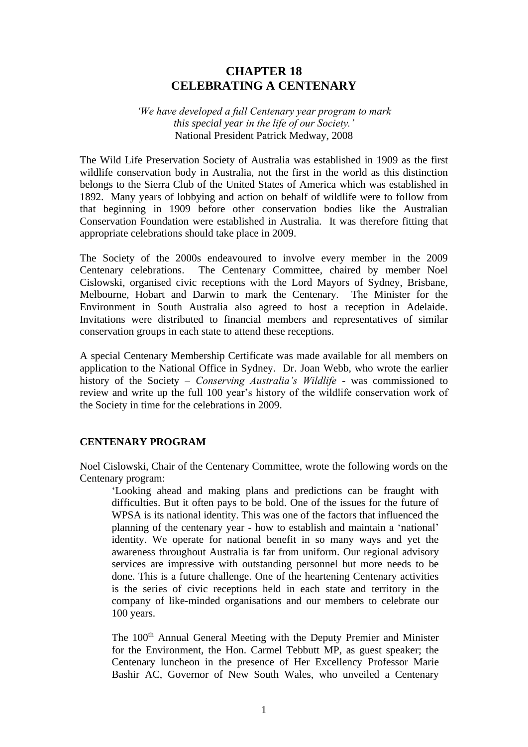# CHAPTER 18
# CELEBRATING A CENTENARY

*'We have developed a full Centenary year program to mark this special year in the life of our Society.'*
National President Patrick Medway, 2008

The Wild Life Preservation Society of Australia was established in 1909 as the first wildlife conservation body in Australia, not the first in the world as this distinction belongs to the Sierra Club of the United States of America which was established in 1892. Many years of lobbying and action on behalf of wildlife were to follow from that beginning in 1909 before other conservation bodies like the Australian Conservation Foundation were established in Australia. It was therefore fitting that appropriate celebrations should take place in 2009.

The Society of the 2000s endeavoured to involve every member in the 2009 Centenary celebrations. The Centenary Committee, chaired by member Noel Cislowski, organised civic receptions with the Lord Mayors of Sydney, Brisbane, Melbourne, Hobart and Darwin to mark the Centenary. The Minister for the Environment in South Australia also agreed to host a reception in Adelaide. Invitations were distributed to financial members and representatives of similar conservation groups in each state to attend these receptions.

A special Centenary Membership Certificate was made available for all members on application to the National Office in Sydney. Dr. Joan Webb, who wrote the earlier history of the Society – *Conserving Australia's Wildlife* - was commissioned to review and write up the full 100 year's history of the wildlife conservation work of the Society in time for the celebrations in 2009.

## CENTENARY PROGRAM

Noel Cislowski, Chair of the Centenary Committee, wrote the following words on the Centenary program:

> 'Looking ahead and making plans and predictions can be fraught with difficulties. But it often pays to be bold. One of the issues for the future of WPSA is its national identity. This was one of the factors that influenced the planning of the centenary year - how to establish and maintain a 'national' identity. We operate for national benefit in so many ways and yet the awareness throughout Australia is far from uniform. Our regional advisory services are impressive with outstanding personnel but more needs to be done. This is a future challenge. One of the heartening Centenary activities is the series of civic receptions held in each state and territory in the company of like-minded organisations and our members to celebrate our 100 years.
>
> The 100th Annual General Meeting with the Deputy Premier and Minister for the Environment, the Hon. Carmel Tebbutt MP, as guest speaker; the Centenary luncheon in the presence of Her Excellency Professor Marie Bashir AC, Governor of New South Wales, who unveiled a Centenary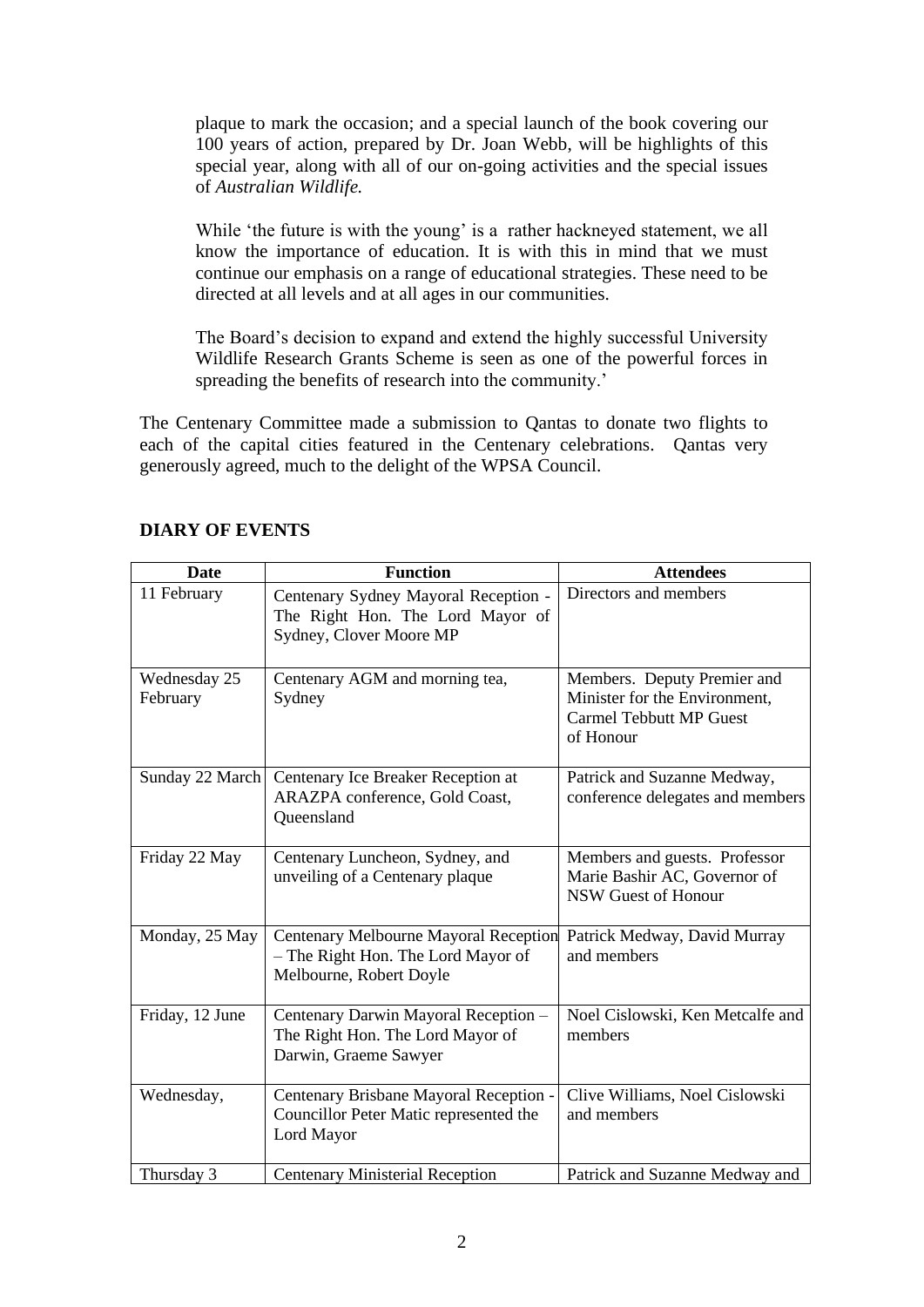plaque to mark the occasion; and a special launch of the book covering our 100 years of action, prepared by Dr. Joan Webb, will be highlights of this special year, along with all of our on-going activities and the special issues of *Australian Wildlife.*

While 'the future is with the young' is a rather hackneyed statement, we all know the importance of education. It is with this in mind that we must continue our emphasis on a range of educational strategies. These need to be directed at all levels and at all ages in our communities.

The Board's decision to expand and extend the highly successful University Wildlife Research Grants Scheme is seen as one of the powerful forces in spreading the benefits of research into the community.'

The Centenary Committee made a submission to Qantas to donate two flights to each of the capital cities featured in the Centenary celebrations. Qantas very generously agreed, much to the delight of the WPSA Council.

**DIARY OF EVENTS**

| Date | Function | Attendees |
|---|---|---|
| 11 February | Centenary Sydney Mayoral Reception - The Right Hon. The Lord Mayor of Sydney, Clover Moore MP | Directors and members |
| Wednesday 25 February | Centenary AGM and morning tea, Sydney | Members. Deputy Premier and Minister for the Environment, Carmel Tebbutt MP Guest of Honour |
| Sunday 22 March | Centenary Ice Breaker Reception at ARAZPA conference, Gold Coast, Queensland | Patrick and Suzanne Medway, conference delegates and members |
| Friday 22 May | Centenary Luncheon, Sydney, and unveiling of a Centenary plaque | Members and guests. Professor Marie Bashir AC, Governor of NSW Guest of Honour |
| Monday, 25 May | Centenary Melbourne Mayoral Reception – The Right Hon. The Lord Mayor of Melbourne, Robert Doyle | Patrick Medway, David Murray and members |
| Friday, 12 June | Centenary Darwin Mayoral Reception – The Right Hon. The Lord Mayor of Darwin, Graeme Sawyer | Noel Cislowski, Ken Metcalfe and members |
| Wednesday, | Centenary Brisbane Mayoral Reception - Councillor Peter Matic represented the Lord Mayor | Clive Williams, Noel Cislowski and members |
| Thursday 3 | Centenary Ministerial Reception | Patrick and Suzanne Medway and |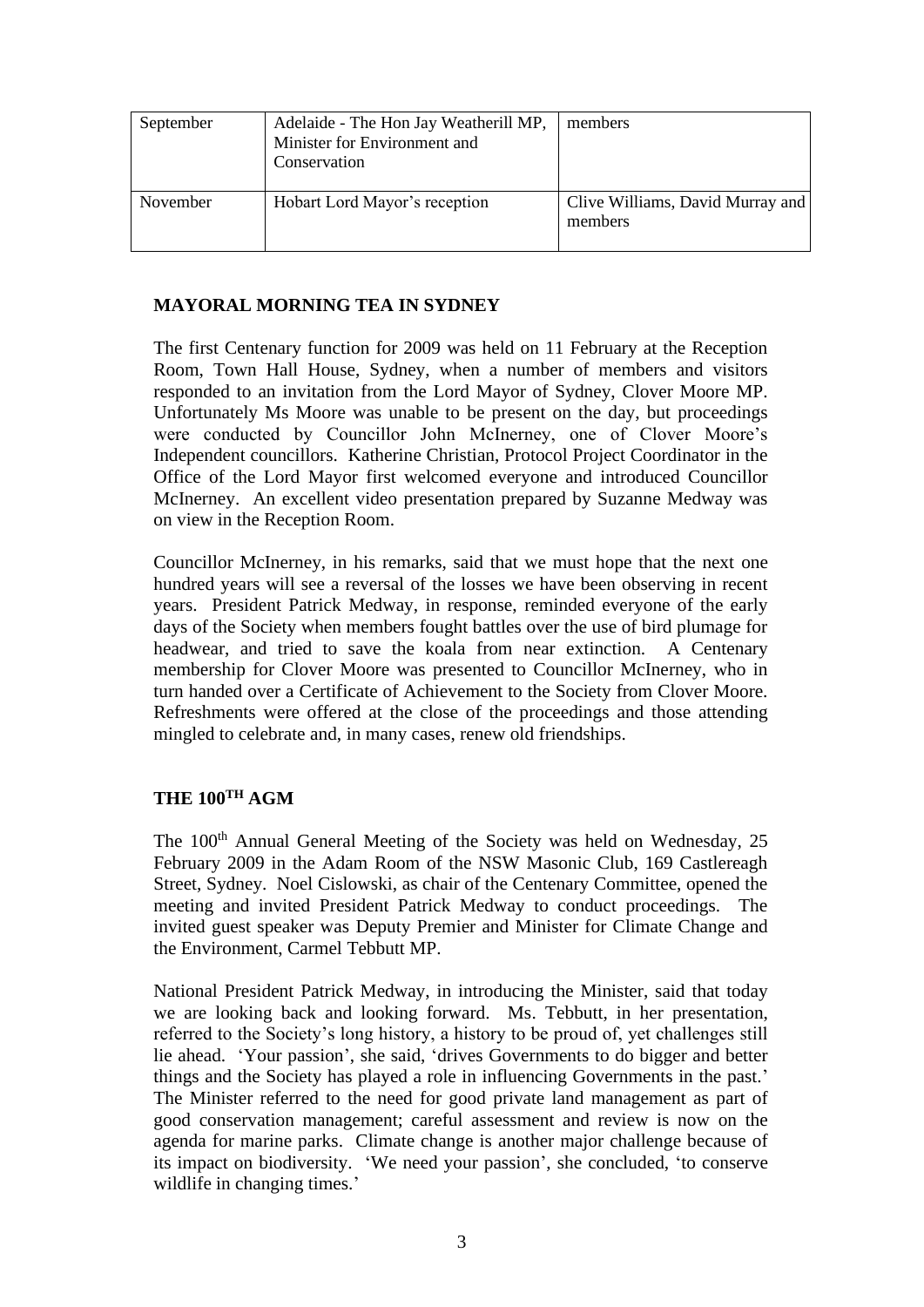| September | Adelaide - The Hon Jay Weatherill MP, Minister for Environment and Conservation | members |
|---|---|---|
| November | Hobart Lord Mayor's reception | Clive Williams, David Murray and members |

## MAYORAL MORNING TEA IN SYDNEY

The first Centenary function for 2009 was held on 11 February at the Reception Room, Town Hall House, Sydney, when a number of members and visitors responded to an invitation from the Lord Mayor of Sydney, Clover Moore MP. Unfortunately Ms Moore was unable to be present on the day, but proceedings were conducted by Councillor John McInerney, one of Clover Moore's Independent councillors. Katherine Christian, Protocol Project Coordinator in the Office of the Lord Mayor first welcomed everyone and introduced Councillor McInerney. An excellent video presentation prepared by Suzanne Medway was on view in the Reception Room.

Councillor McInerney, in his remarks, said that we must hope that the next one hundred years will see a reversal of the losses we have been observing in recent years. President Patrick Medway, in response, reminded everyone of the early days of the Society when members fought battles over the use of bird plumage for headwear, and tried to save the koala from near extinction. A Centenary membership for Clover Moore was presented to Councillor McInerney, who in turn handed over a Certificate of Achievement to the Society from Clover Moore. Refreshments were offered at the close of the proceedings and those attending mingled to celebrate and, in many cases, renew old friendships.

## THE 100TH AGM

The 100th Annual General Meeting of the Society was held on Wednesday, 25 February 2009 in the Adam Room of the NSW Masonic Club, 169 Castlereagh Street, Sydney. Noel Cislowski, as chair of the Centenary Committee, opened the meeting and invited President Patrick Medway to conduct proceedings. The invited guest speaker was Deputy Premier and Minister for Climate Change and the Environment, Carmel Tebbutt MP.

National President Patrick Medway, in introducing the Minister, said that today we are looking back and looking forward. Ms. Tebbutt, in her presentation, referred to the Society's long history, a history to be proud of, yet challenges still lie ahead. 'Your passion', she said, 'drives Governments to do bigger and better things and the Society has played a role in influencing Governments in the past.' The Minister referred to the need for good private land management as part of good conservation management; careful assessment and review is now on the agenda for marine parks. Climate change is another major challenge because of its impact on biodiversity. 'We need your passion', she concluded, 'to conserve wildlife in changing times.'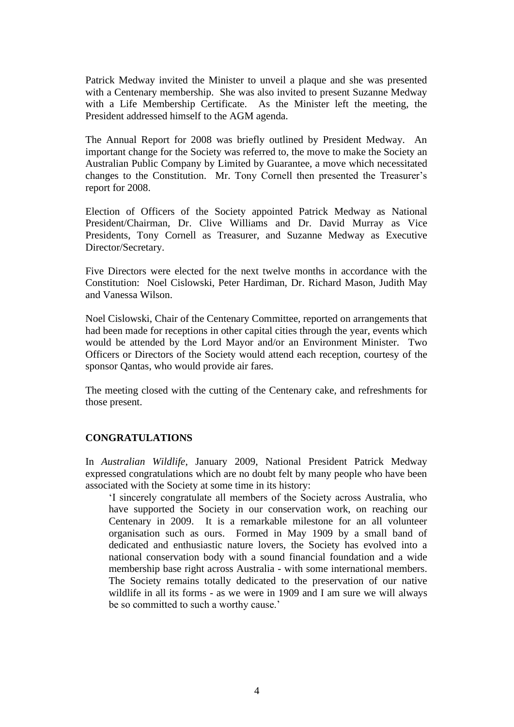Patrick Medway invited the Minister to unveil a plaque and she was presented with a Centenary membership. She was also invited to present Suzanne Medway with a Life Membership Certificate. As the Minister left the meeting, the President addressed himself to the AGM agenda.

The Annual Report for 2008 was briefly outlined by President Medway. An important change for the Society was referred to, the move to make the Society an Australian Public Company by Limited by Guarantee, a move which necessitated changes to the Constitution. Mr. Tony Cornell then presented the Treasurer's report for 2008.

Election of Officers of the Society appointed Patrick Medway as National President/Chairman, Dr. Clive Williams and Dr. David Murray as Vice Presidents, Tony Cornell as Treasurer, and Suzanne Medway as Executive Director/Secretary.

Five Directors were elected for the next twelve months in accordance with the Constitution: Noel Cislowski, Peter Hardiman, Dr. Richard Mason, Judith May and Vanessa Wilson.

Noel Cislowski, Chair of the Centenary Committee, reported on arrangements that had been made for receptions in other capital cities through the year, events which would be attended by the Lord Mayor and/or an Environment Minister. Two Officers or Directors of the Society would attend each reception, courtesy of the sponsor Qantas, who would provide air fares.

The meeting closed with the cutting of the Centenary cake, and refreshments for those present.

## CONGRATULATIONS

In *Australian Wildlife*, January 2009, National President Patrick Medway expressed congratulations which are no doubt felt by many people who have been associated with the Society at some time in its history:

> 'I sincerely congratulate all members of the Society across Australia, who have supported the Society in our conservation work, on reaching our Centenary in 2009. It is a remarkable milestone for an all volunteer organisation such as ours. Formed in May 1909 by a small band of dedicated and enthusiastic nature lovers, the Society has evolved into a national conservation body with a sound financial foundation and a wide membership base right across Australia - with some international members. The Society remains totally dedicated to the preservation of our native wildlife in all its forms - as we were in 1909 and I am sure we will always be so committed to such a worthy cause.'